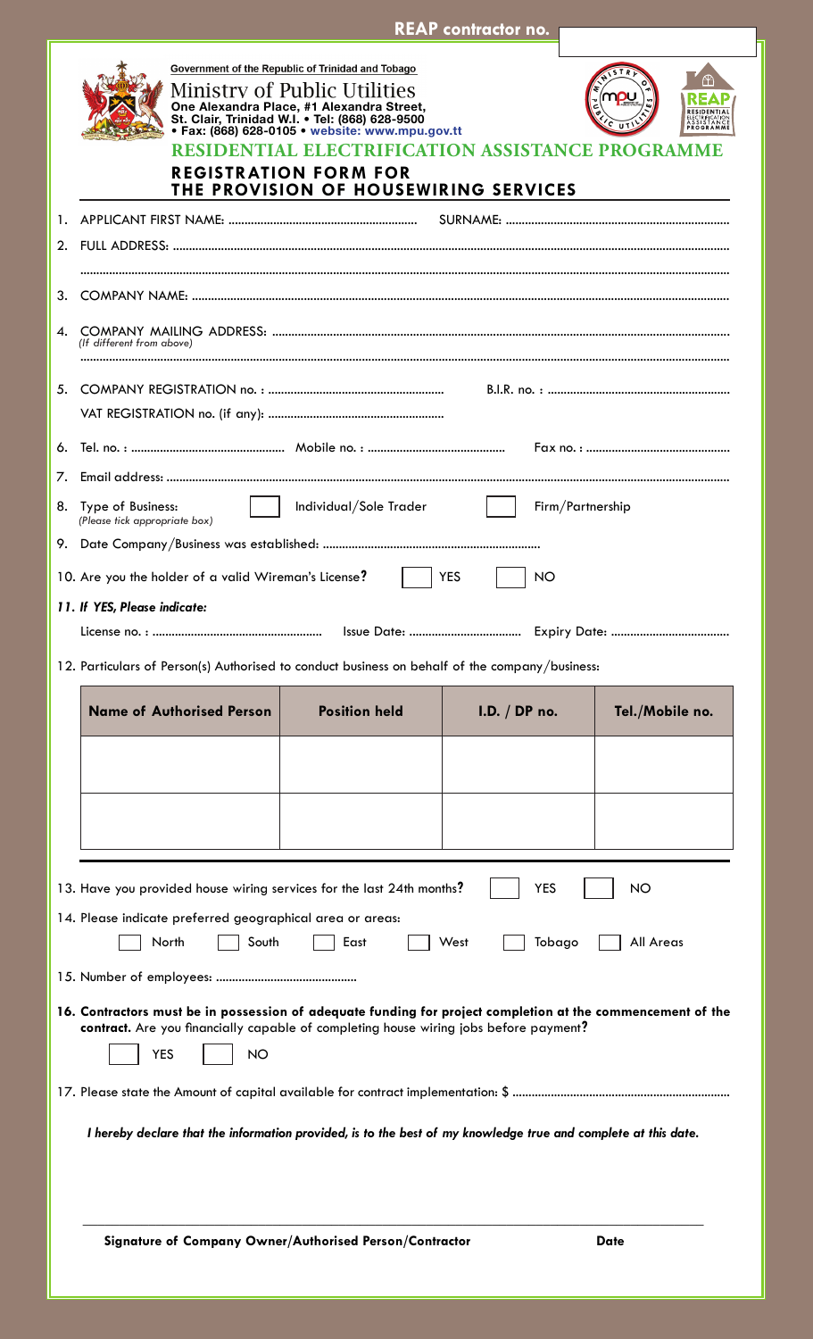**REAP contractor no.**

Government of the Republic of Trinidad and Tobago

Ministry of Public Utilities
One Alexandra Place, #1 Alexandra Street,
St. Clair, Trinidad W.I. • Tel: (868) 628-9500
• Fax: (868) 628-0105 • website: www.mpu.gov.tt

# RESIDENTIAL ELECTRIFICATION ASSISTANCE PROGRAMME

## REGISTRATION FORM FOR THE PROVISION OF HOUSEWIRING SERVICES

1. APPLICANT FIRST NAME: .................................................... SURNAME: ....................................................
2. FULL ADDRESS: ....................................................................................................................................................

   ..........................................................................................................................................................................
3. COMPANY NAME: ...................................................................................................................................................
4. COMPANY MAILING ADDRESS: .............................................................................................................................
   *(If different from above)*

   ..........................................................................................................................................................................
5. COMPANY REGISTRATION no. : ....................................................... B.I.R. no. : .......................................................

   VAT REGISTRATION no. (if any): .......................................................
6. Tel. no. : ............................................. Mobile no. : .......................................... Fax no. : ..........................................
7. Email address: ........................................................................................................................................................
8. Type of Business: ☐ Individual/Sole Trader ☐ Firm/Partnership
   *(Please tick appropriate box)*
9. Date Company/Business was established: ....................................................................
10. Are you the holder of a valid Wireman's License? ☐ YES ☐ NO

*11. If YES, Please indicate:*

License no. : .................................................... Issue Date: ................................. Expiry Date: ...................................

12. Particulars of Person(s) Authorised to conduct business on behalf of the company/business:

| Name of Authorised Person | Position held | I.D. / DP no. | Tel./Mobile no. |
|---|---|---|---|
| | | | |
| | | | |

13. Have you provided house wiring services for the last 24th months? ☐ YES ☐ NO
14. Please indicate preferred geographical area or areas:

    ☐ North ☐ South ☐ East ☐ West ☐ Tobago ☐ All Areas
15. Number of employees: ..........................................
16. **Contractors must be in possession of adequate funding for project completion at the commencement of the contract.** Are you financially capable of completing house wiring jobs before payment?

    ☐ YES ☐ NO
17. Please state the Amount of capital available for contract implementation: $ ..................................................................

*I hereby declare that the information provided, is to the best of my knowledge true and complete at this date.*

**Signature of Company Owner/Authorised Person/Contractor** **Date**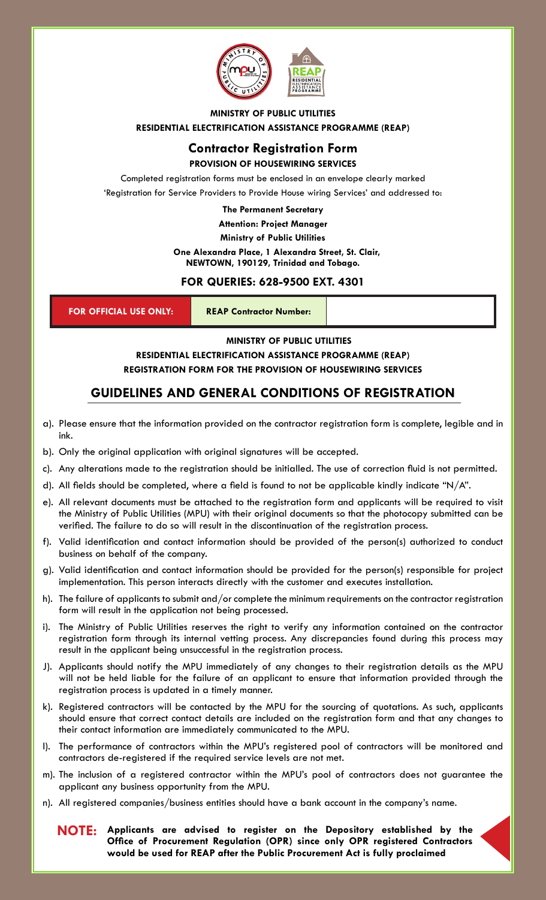**MINISTRY OF PUBLIC UTILITIES**

**RESIDENTIAL ELECTRIFICATION ASSISTANCE PROGRAMME (REAP)**

## Contractor Registration Form

**PROVISION OF HOUSEWIRING SERVICES**

Completed registration forms must be enclosed in an envelope clearly marked 'Registration for Service Providers to Provide House wiring Services' and addressed to:

**The Permanent Secretary**
**Attention: Project Manager**
**Ministry of Public Utilities**
**One Alexandra Place, 1 Alexandra Street, St. Clair, NEWTOWN, 190129, Trinidad and Tobago.**

**FOR QUERIES: 628-9500 EXT. 4301**

| | | |
|---|---|---|
| **FOR OFFICIAL USE ONLY:** | **REAP Contractor Number:** | |

**MINISTRY OF PUBLIC UTILITIES**

**RESIDENTIAL ELECTRIFICATION ASSISTANCE PROGRAMME (REAP)**

**REGISTRATION FORM FOR THE PROVISION OF HOUSEWIRING SERVICES**

## GUIDELINES AND GENERAL CONDITIONS OF REGISTRATION

a). Please ensure that the information provided on the contractor registration form is complete, legible and in ink.

b). Only the original application with original signatures will be accepted.

c). Any alterations made to the registration should be initialled. The use of correction fluid is not permitted.

d). All fields should be completed, where a field is found to not be applicable kindly indicate "N/A".

e). All relevant documents must be attached to the registration form and applicants will be required to visit the Ministry of Public Utilities (MPU) with their original documents so that the photocopy submitted can be verified. The failure to do so will result in the discontinuation of the registration process.

f). Valid identification and contact information should be provided of the person(s) authorized to conduct business on behalf of the company.

g). Valid identification and contact information should be provided for the person(s) responsible for project implementation. This person interacts directly with the customer and executes installation.

h). The failure of applicants to submit and/or complete the minimum requirements on the contractor registration form will result in the application not being processed.

i). The Ministry of Public Utilities reserves the right to verify any information contained on the contractor registration form through its internal vetting process. Any discrepancies found during this process may result in the applicant being unsuccessful in the registration process.

J). Applicants should notify the MPU immediately of any changes to their registration details as the MPU will not be held liable for the failure of an applicant to ensure that information provided through the registration process is updated in a timely manner.

k). Registered contractors will be contacted by the MPU for the sourcing of quotations. As such, applicants should ensure that correct contact details are included on the registration form and that any changes to their contact information are immediately communicated to the MPU.

l). The performance of contractors within the MPU's registered pool of contractors will be monitored and contractors de-registered if the required service levels are not met.

m). The inclusion of a registered contractor within the MPU's pool of contractors does not guarantee the applicant any business opportunity from the MPU.

n). All registered companies/business entities should have a bank account in the company's name.

**NOTE: Applicants are advised to register on the Depository established by the Office of Procurement Regulation (OPR) since only OPR registered Contractors would be used for REAP after the Public Procurement Act is fully proclaimed**